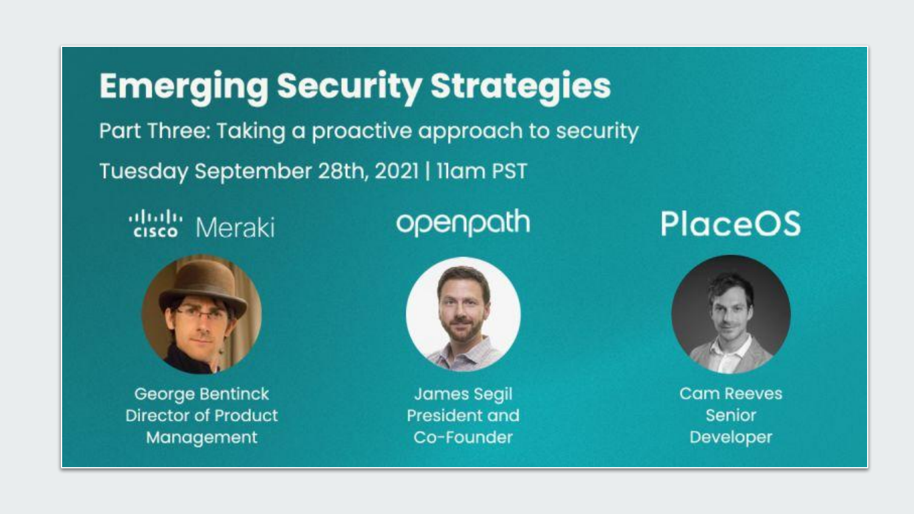# Emerging Security Strategies

Part Three: Taking a proactive approach to security

Tuesday September 28th, 2021 | 11am PST

Cisco Meraki

George Bentinck
Director of Product Management

openpath

James Segil
President and Co-Founder

PlaceOS

Cam Reeves
Senior Developer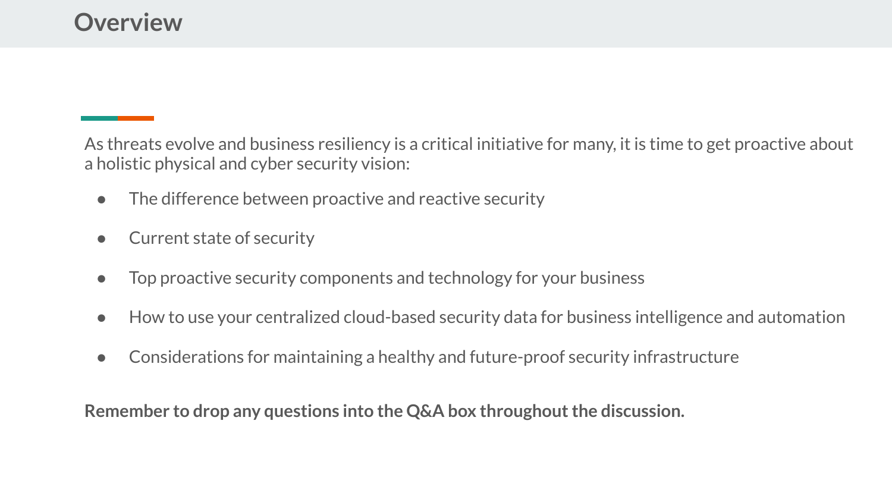# Overview

As threats evolve and business resiliency is a critical initiative for many, it is time to get proactive about a holistic physical and cyber security vision:

- The difference between proactive and reactive security
- Current state of security
- Top proactive security components and technology for your business
- How to use your centralized cloud-based security data for business intelligence and automation
- Considerations for maintaining a healthy and future-proof security infrastructure

**Remember to drop any questions into the Q&A box throughout the discussion.**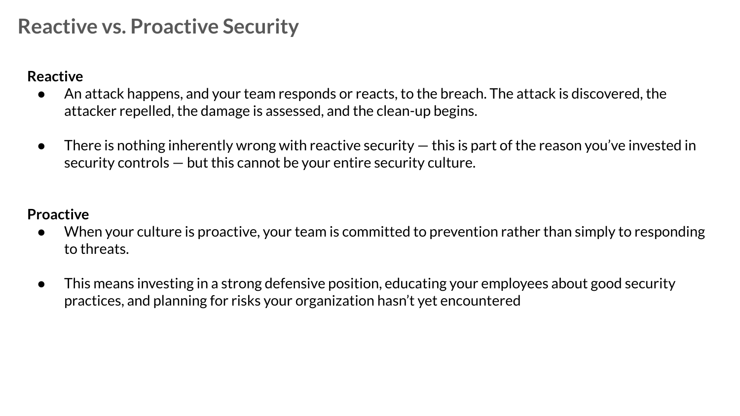# Reactive vs. Proactive Security

**Reactive**

- An attack happens, and your team responds or reacts, to the breach. The attack is discovered, the attacker repelled, the damage is assessed, and the clean-up begins.
- There is nothing inherently wrong with reactive security — this is part of the reason you've invested in security controls — but this cannot be your entire security culture.

**Proactive**

- When your culture is proactive, your team is committed to prevention rather than simply to responding to threats.
- This means investing in a strong defensive position, educating your employees about good security practices, and planning for risks your organization hasn't yet encountered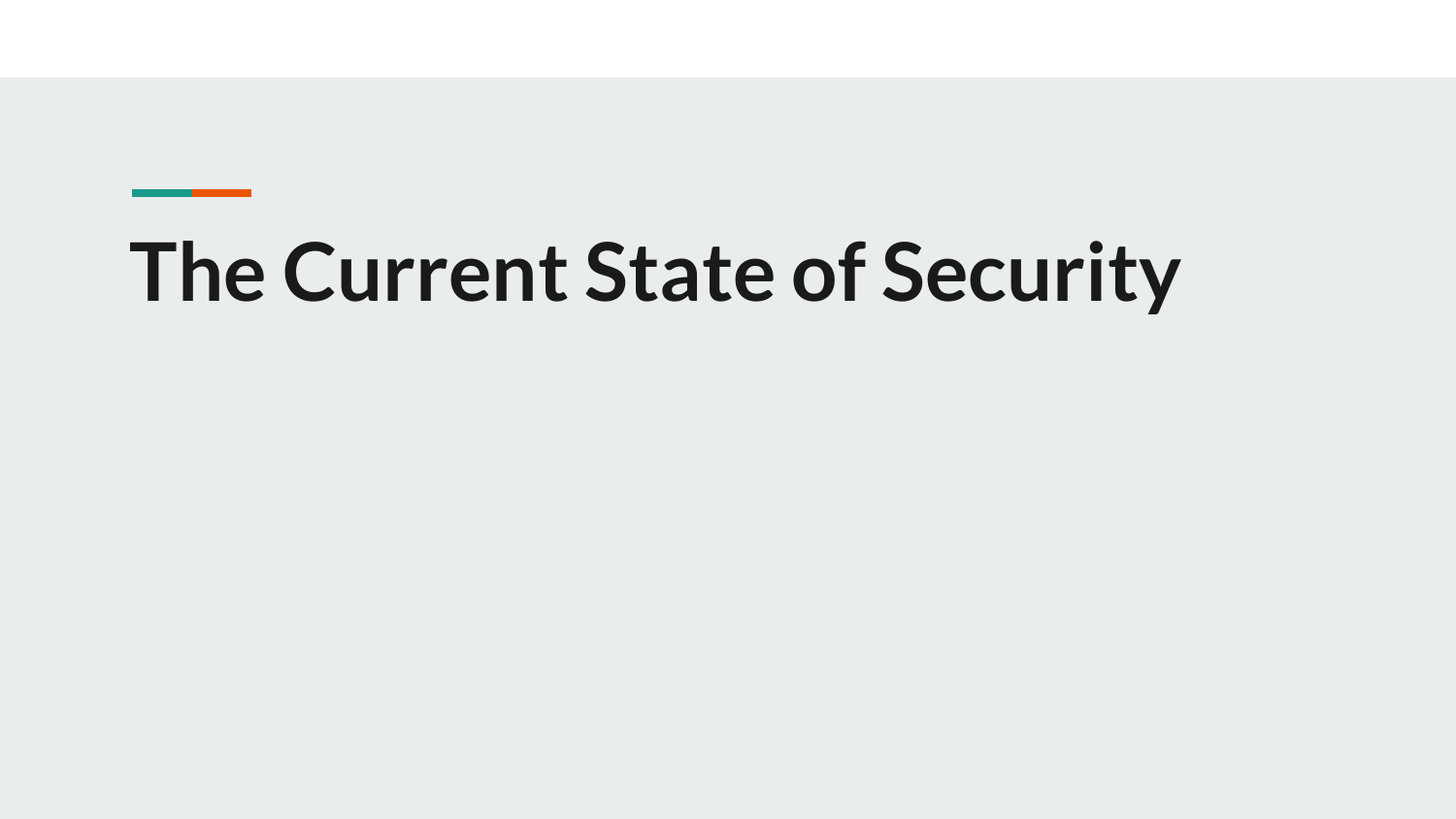# The Current State of Security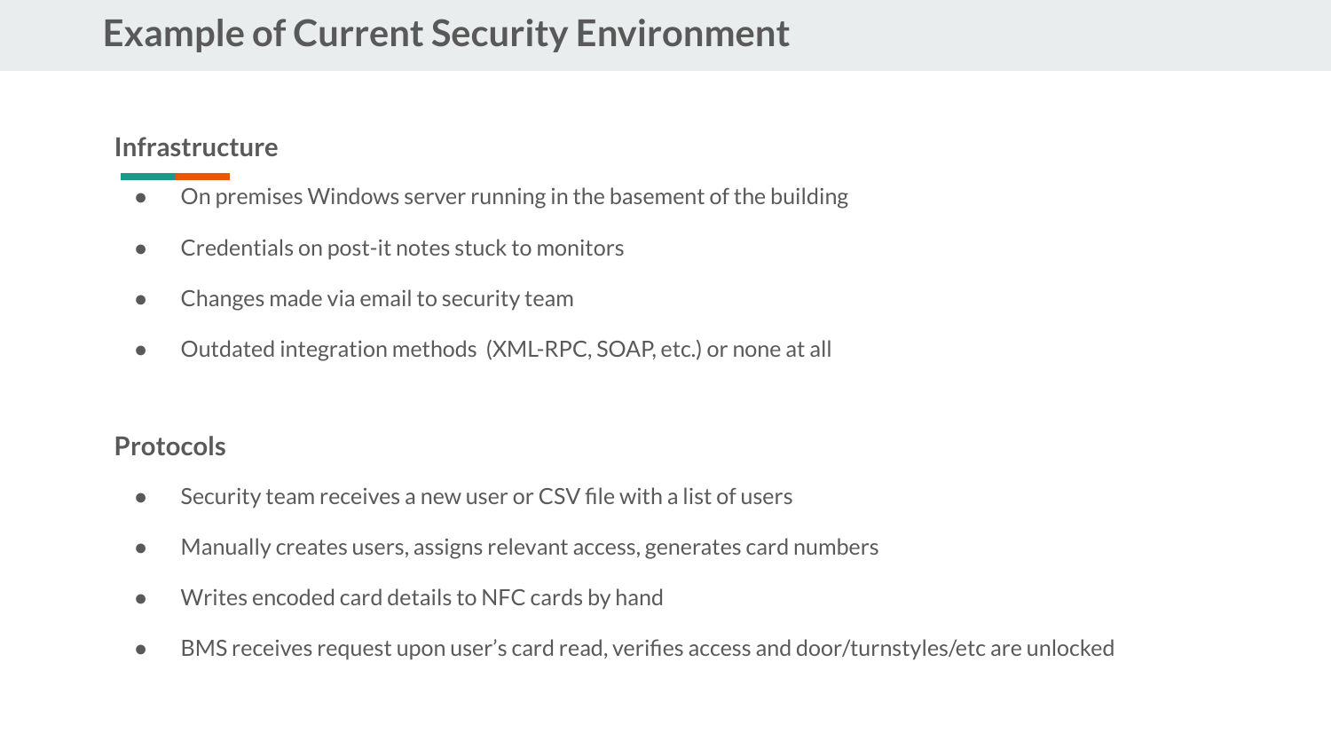# Example of Current Security Environment

## Infrastructure

- On premises Windows server running in the basement of the building
- Credentials on post-it notes stuck to monitors
- Changes made via email to security team
- Outdated integration methods (XML-RPC, SOAP, etc.) or none at all

## Protocols

- Security team receives a new user or CSV file with a list of users
- Manually creates users, assigns relevant access, generates card numbers
- Writes encoded card details to NFC cards by hand
- BMS receives request upon user's card read, verifies access and door/turnstyles/etc are unlocked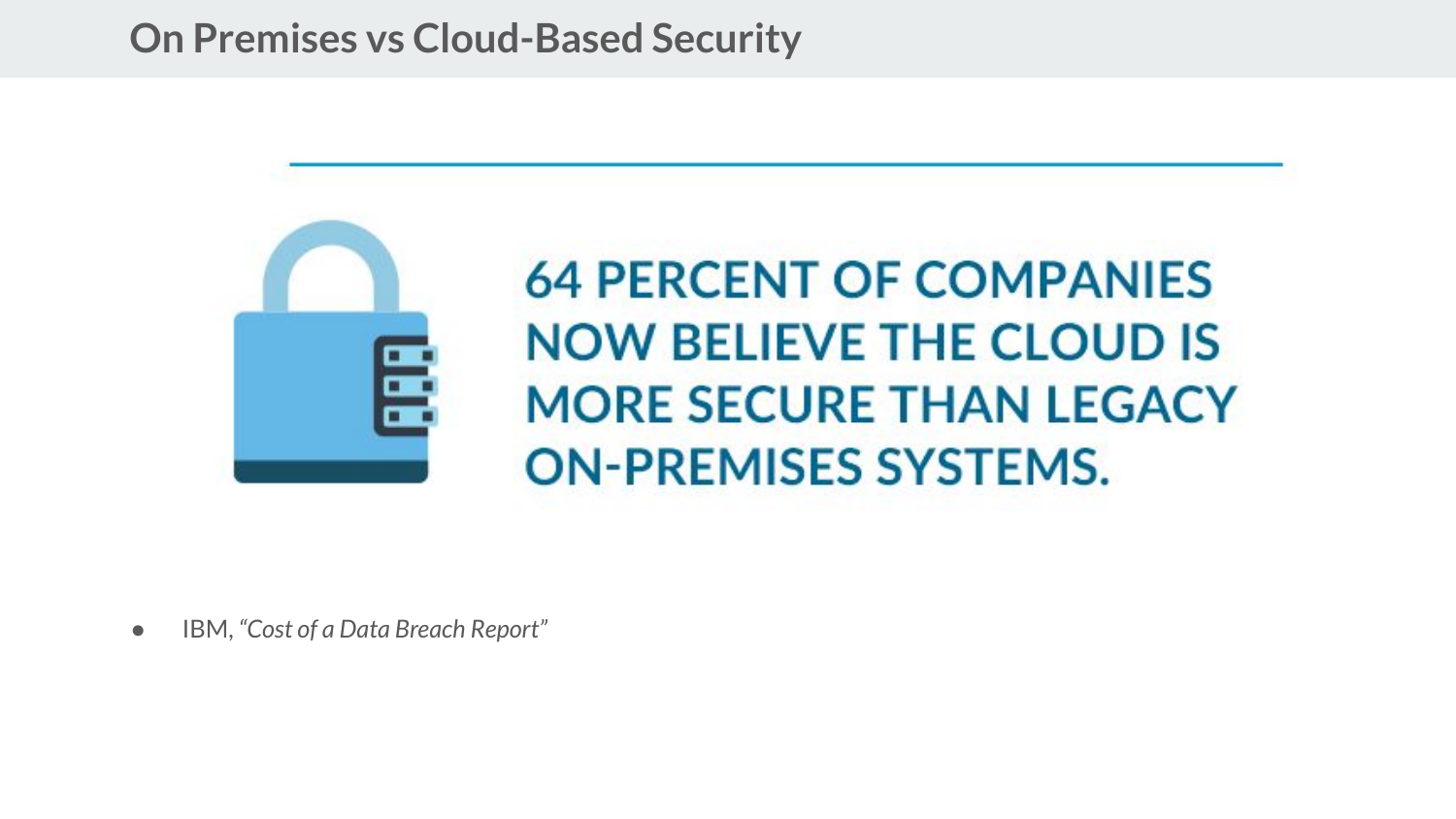## On Premises vs Cloud-Based Security

**64 PERCENT OF COMPANIES NOW BELIEVE THE CLOUD IS MORE SECURE THAN LEGACY ON-PREMISES SYSTEMS.**

- IBM, *“Cost of a Data Breach Report”*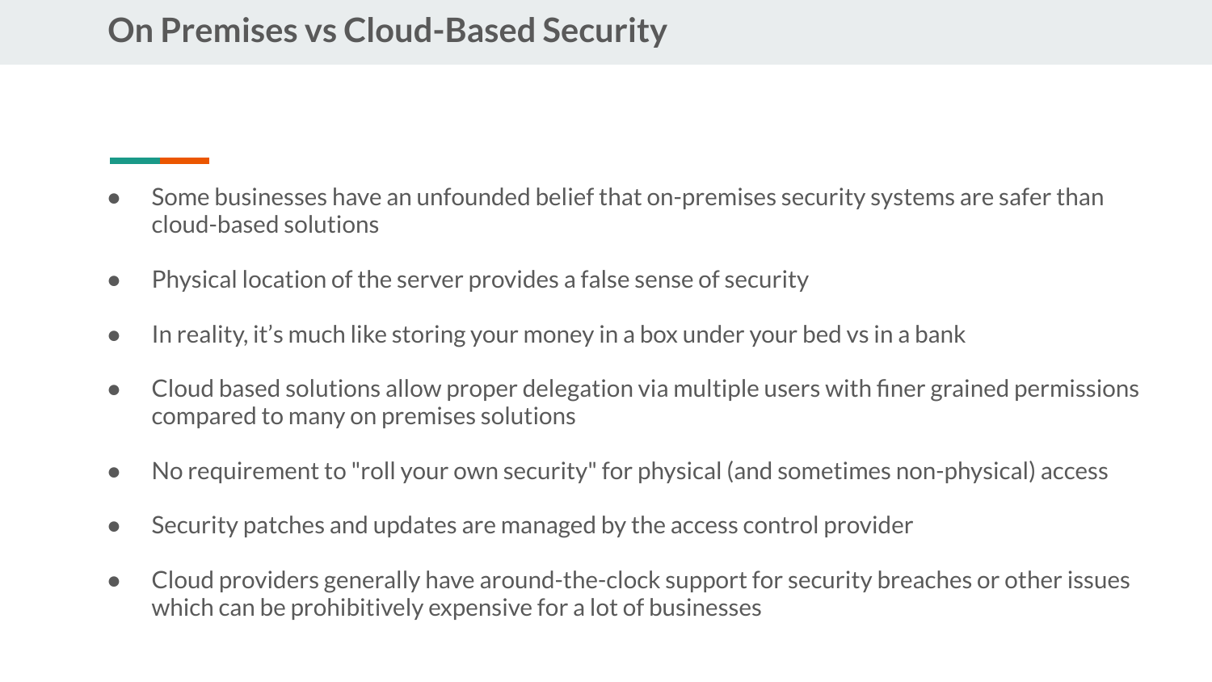# On Premises vs Cloud-Based Security

- Some businesses have an unfounded belief that on-premises security systems are safer than cloud-based solutions
- Physical location of the server provides a false sense of security
- In reality, it's much like storing your money in a box under your bed vs in a bank
- Cloud based solutions allow proper delegation via multiple users with finer grained permissions compared to many on premises solutions
- No requirement to "roll your own security" for physical (and sometimes non-physical) access
- Security patches and updates are managed by the access control provider
- Cloud providers generally have around-the-clock support for security breaches or other issues which can be prohibitively expensive for a lot of businesses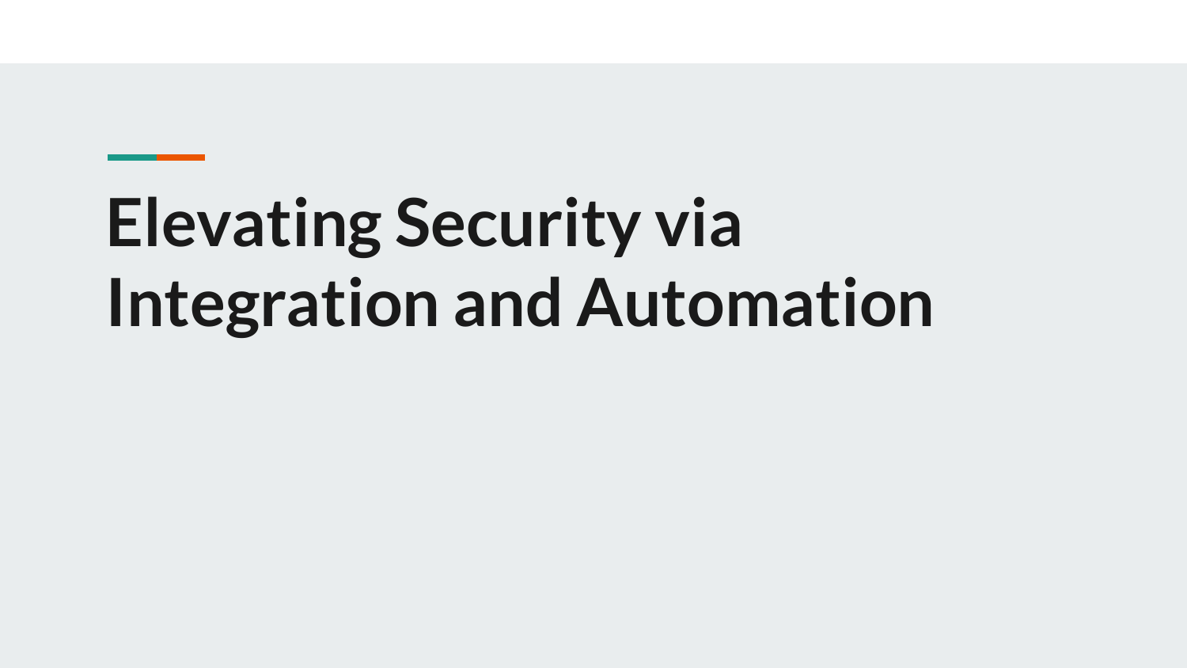# Elevating Security via Integration and Automation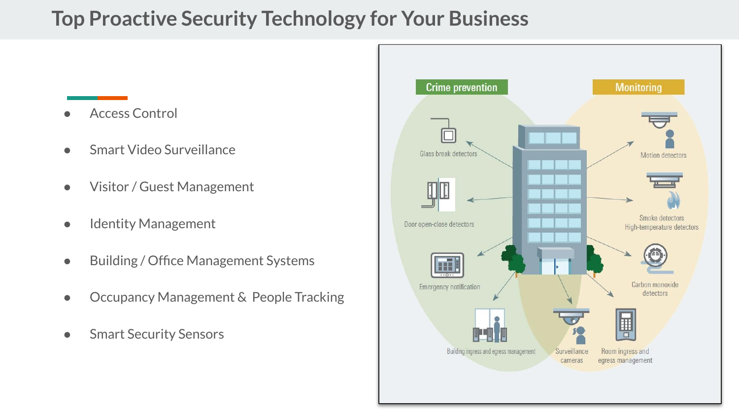# Top Proactive Security Technology for Your Business

- Access Control
- Smart Video Surveillance
- Visitor / Guest Management
- Identity Management
- Building / Office Management Systems
- Occupancy Management & People Tracking
- Smart Security Sensors

Crime prevention

Monitoring

Glass break detectors

Door open-close detectors

Emergency notification

Building ingress and egress management

Surveillance cameras

Room ingress and egress management

Carbon monoxide detectors

Smoke detectors High-temperature detectors

Motion detectors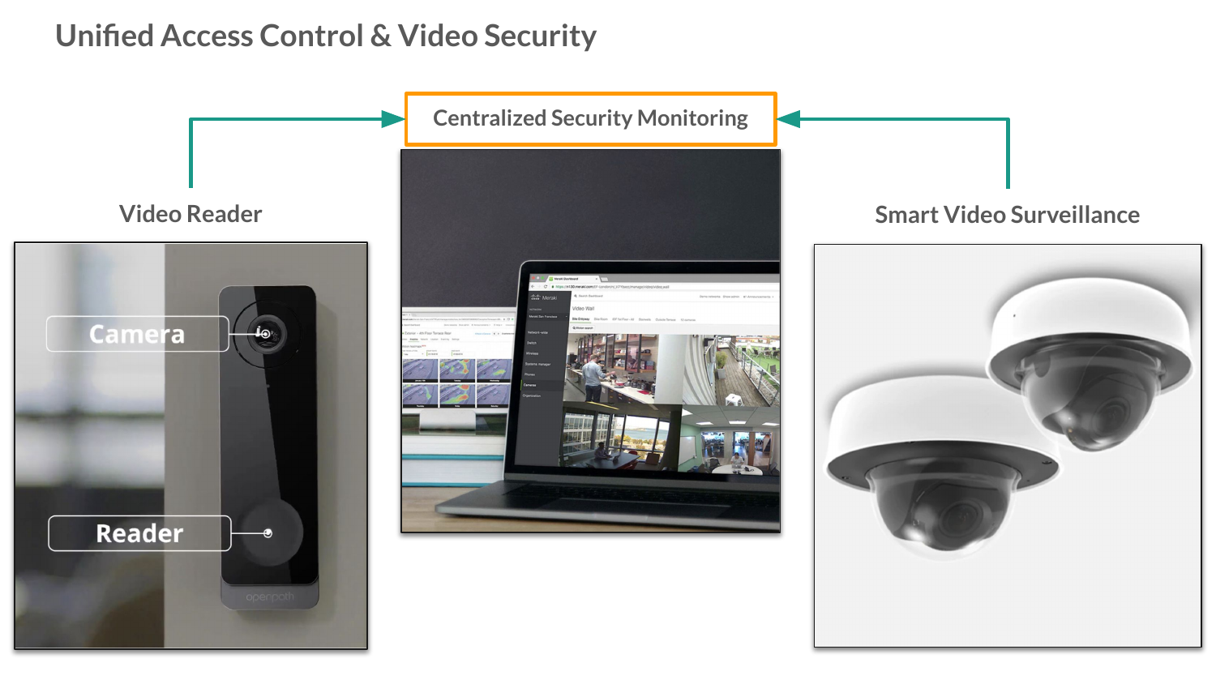# Unified Access Control & Video Security

Centralized Security Monitoring

Video Reader

Camera

Reader

Smart Video Surveillance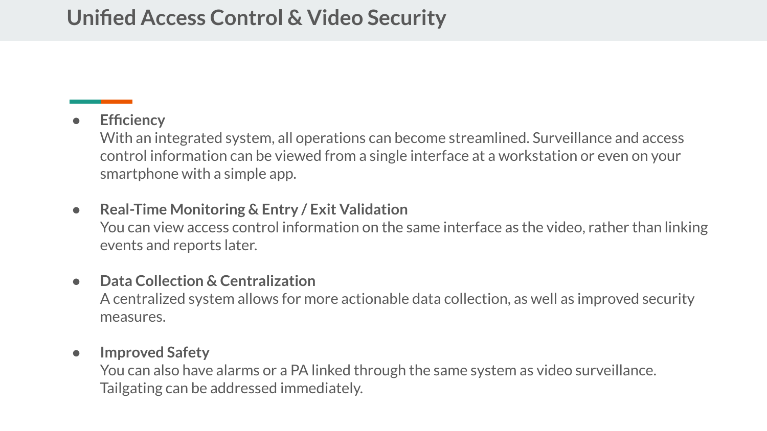# Unified Access Control & Video Security

- **Efficiency**
  With an integrated system, all operations can become streamlined. Surveillance and access control information can be viewed from a single interface at a workstation or even on your smartphone with a simple app.

- **Real-Time Monitoring & Entry / Exit Validation**
  You can view access control information on the same interface as the video, rather than linking events and reports later.

- **Data Collection & Centralization**
  A centralized system allows for more actionable data collection, as well as improved security measures.

- **Improved Safety**
  You can also have alarms or a PA linked through the same system as video surveillance. Tailgating can be addressed immediately.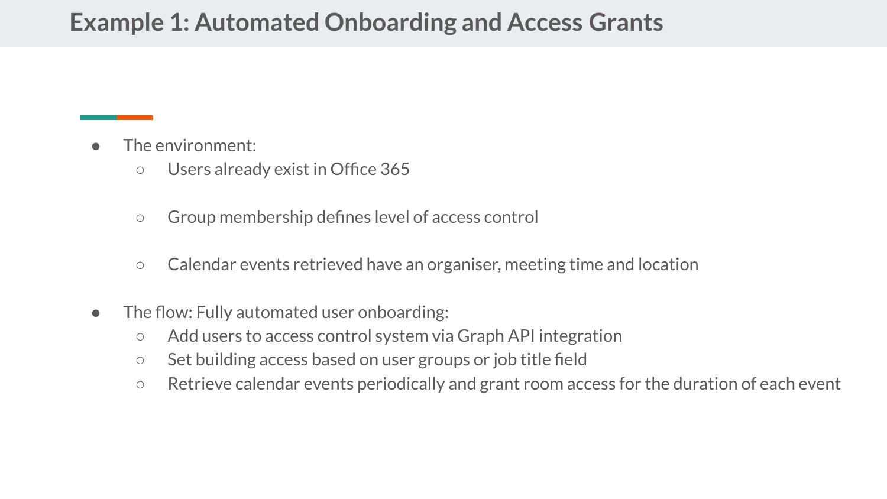# Example 1: Automated Onboarding and Access Grants

- The environment:
  - Users already exist in Office 365
  - Group membership defines level of access control
  - Calendar events retrieved have an organiser, meeting time and location
- The flow: Fully automated user onboarding:
  - Add users to access control system via Graph API integration
  - Set building access based on user groups or job title field
  - Retrieve calendar events periodically and grant room access for the duration of each event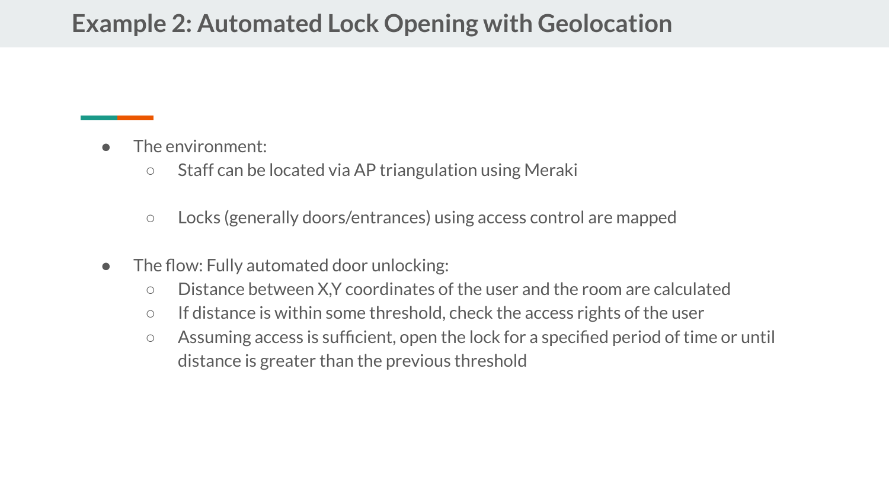# Example 2: Automated Lock Opening with Geolocation

- The environment:
  - Staff can be located via AP triangulation using Meraki
  - Locks (generally doors/entrances) using access control are mapped
- The flow: Fully automated door unlocking:
  - Distance between X,Y coordinates of the user and the room are calculated
  - If distance is within some threshold, check the access rights of the user
  - Assuming access is sufficient, open the lock for a specified period of time or until distance is greater than the previous threshold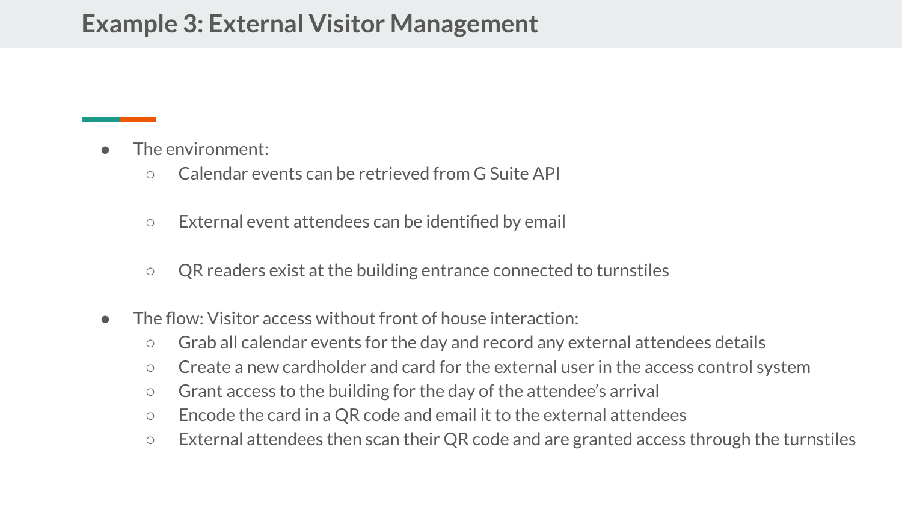# Example 3: External Visitor Management

- The environment:
  - Calendar events can be retrieved from G Suite API
  - External event attendees can be identified by email
  - QR readers exist at the building entrance connected to turnstiles
- The flow: Visitor access without front of house interaction:
  - Grab all calendar events for the day and record any external attendees details
  - Create a new cardholder and card for the external user in the access control system
  - Grant access to the building for the day of the attendee's arrival
  - Encode the card in a QR code and email it to the external attendees
  - External attendees then scan their QR code and are granted access through the turnstiles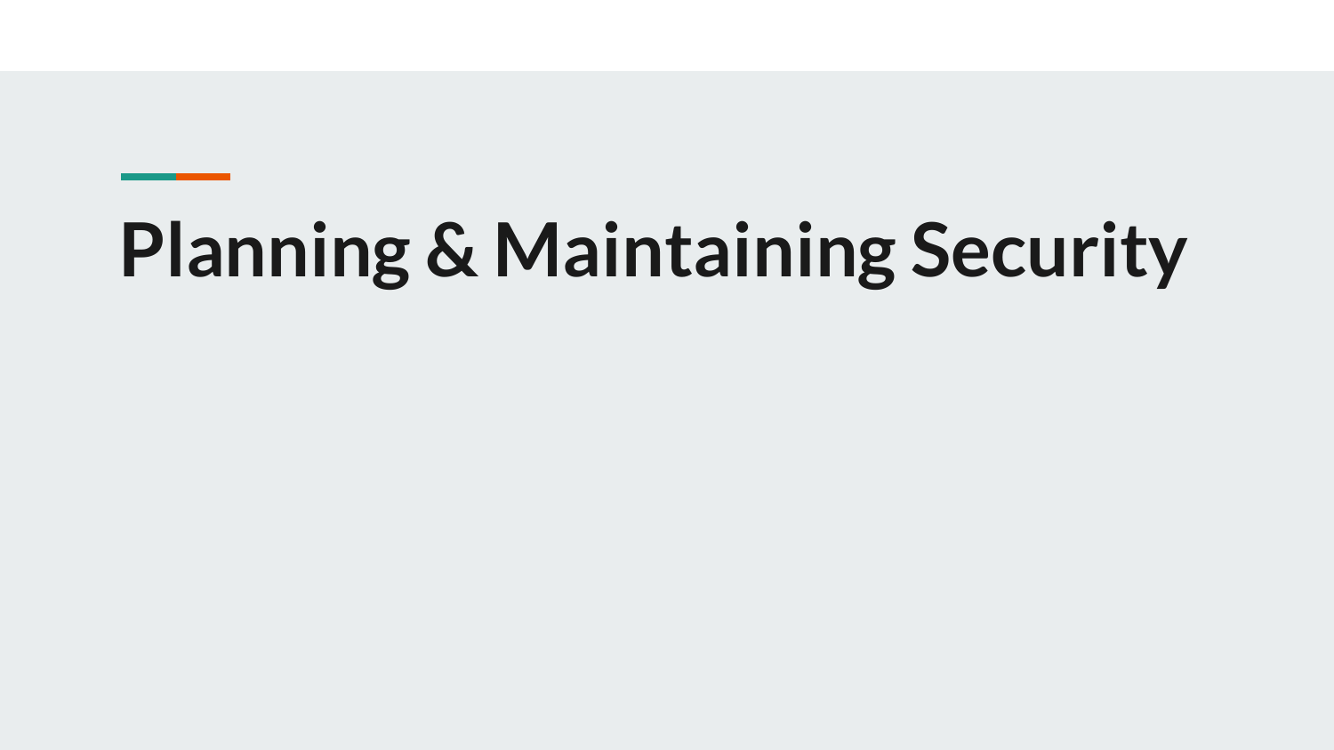# Planning & Maintaining Security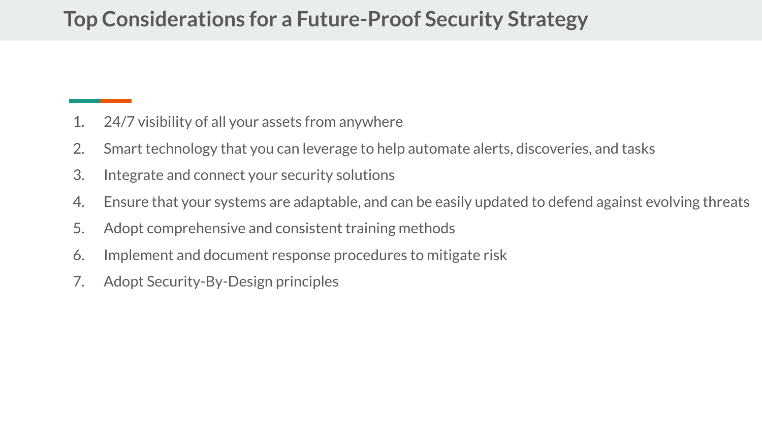# Top Considerations for a Future-Proof Security Strategy

1. 24/7 visibility of all your assets from anywhere
2. Smart technology that you can leverage to help automate alerts, discoveries, and tasks
3. Integrate and connect your security solutions
4. Ensure that your systems are adaptable, and can be easily updated to defend against evolving threats
5. Adopt comprehensive and consistent training methods
6. Implement and document response procedures to mitigate risk
7. Adopt Security-By-Design principles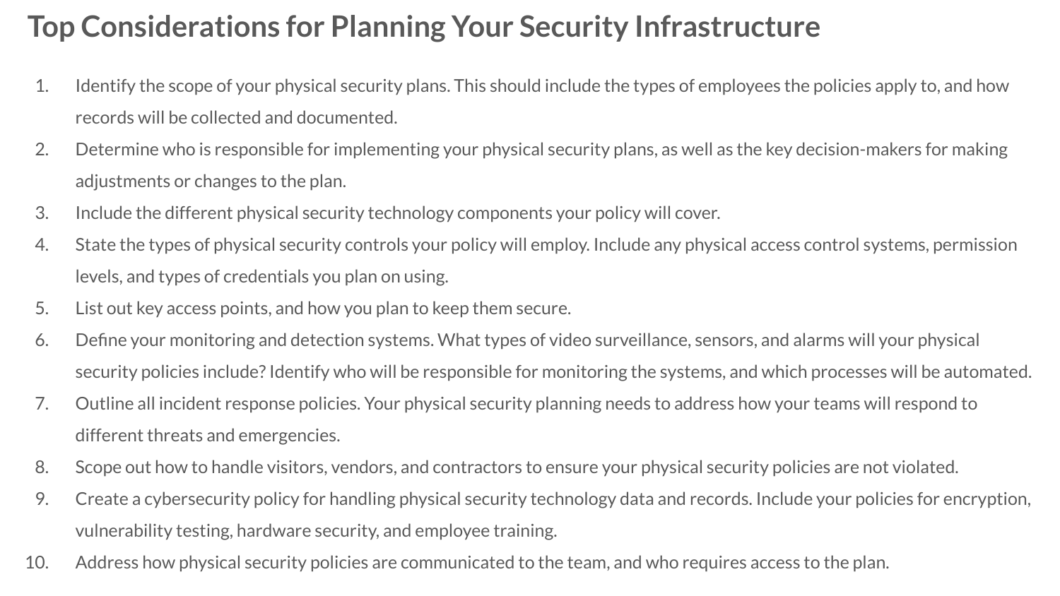## Top Considerations for Planning Your Security Infrastructure

1. Identify the scope of your physical security plans. This should include the types of employees the policies apply to, and how records will be collected and documented.
2. Determine who is responsible for implementing your physical security plans, as well as the key decision-makers for making adjustments or changes to the plan.
3. Include the different physical security technology components your policy will cover.
4. State the types of physical security controls your policy will employ. Include any physical access control systems, permission levels, and types of credentials you plan on using.
5. List out key access points, and how you plan to keep them secure.
6. Define your monitoring and detection systems. What types of video surveillance, sensors, and alarms will your physical security policies include? Identify who will be responsible for monitoring the systems, and which processes will be automated.
7. Outline all incident response policies. Your physical security planning needs to address how your teams will respond to different threats and emergencies.
8. Scope out how to handle visitors, vendors, and contractors to ensure your physical security policies are not violated.
9. Create a cybersecurity policy for handling physical security technology data and records. Include your policies for encryption, vulnerability testing, hardware security, and employee training.
10. Address how physical security policies are communicated to the team, and who requires access to the plan.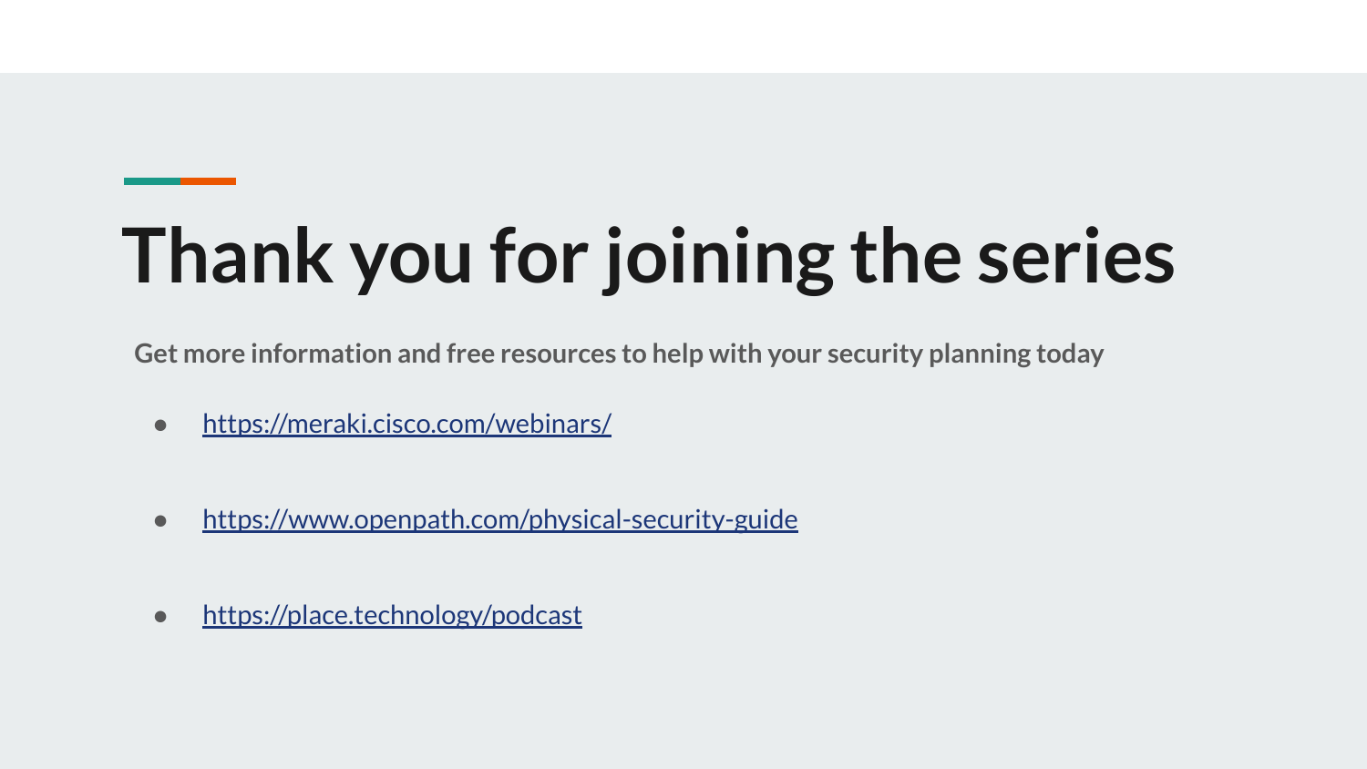# Thank you for joining the series

**Get more information and free resources to help with your security planning today**

- https://meraki.cisco.com/webinars/
- https://www.openpath.com/physical-security-guide
- https://place.technology/podcast